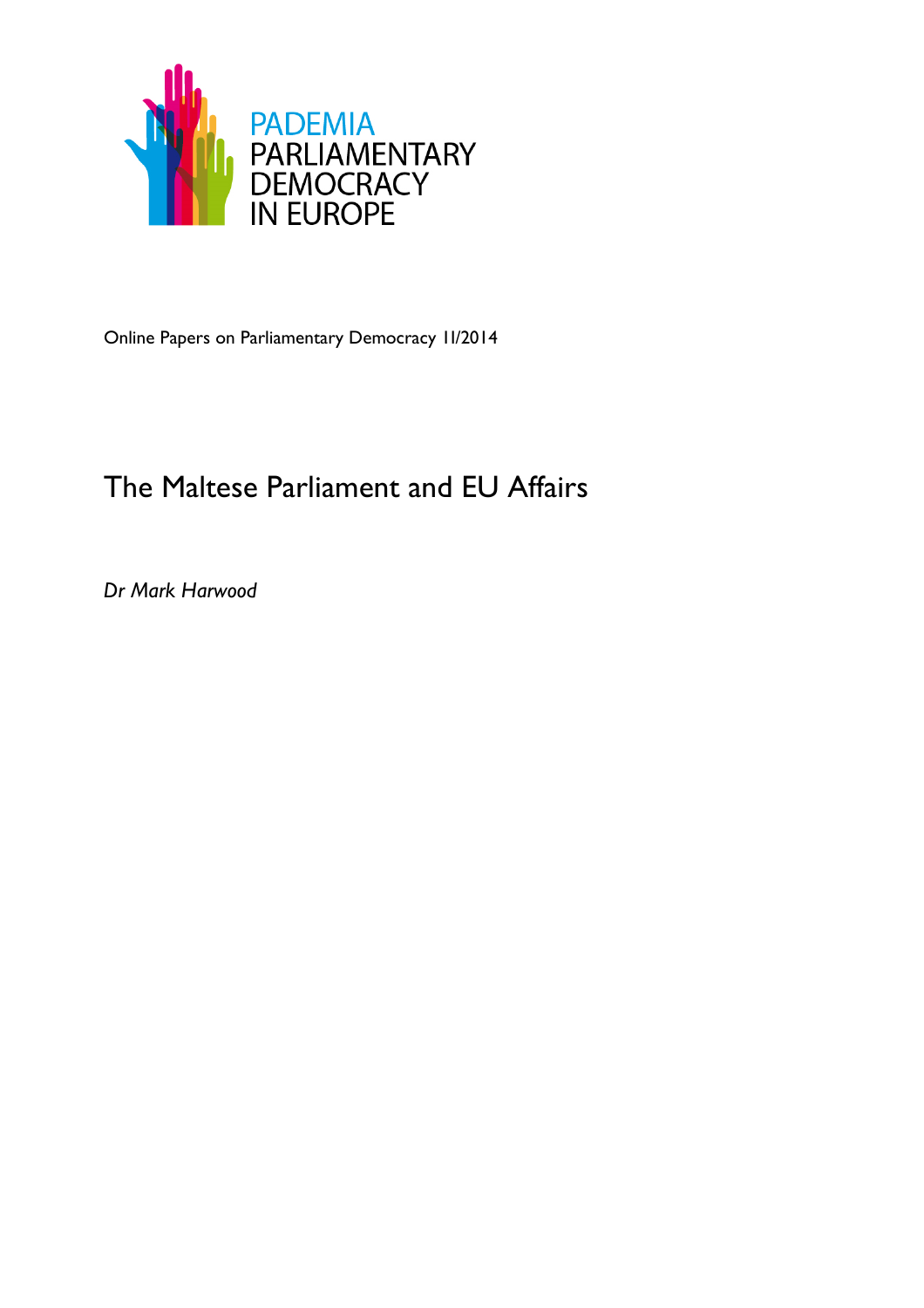PADEMIA
PARLIAMENTARY
DEMOCRACY
IN EUROPE

Online Papers on Parliamentary Democracy 11/2014

# The Maltese Parliament and EU Affairs

*Dr Mark Harwood*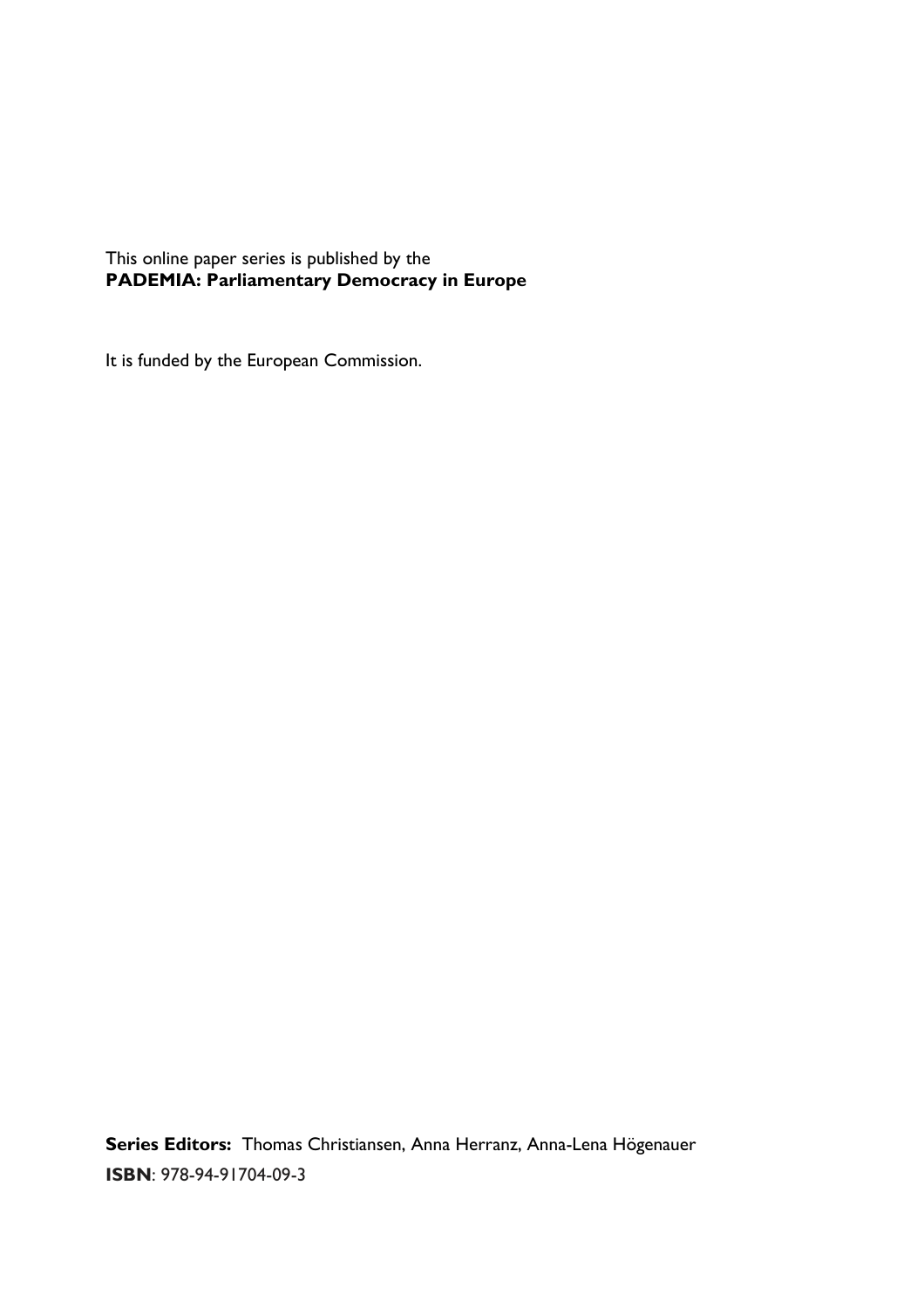This online paper series is published by the
**PADEMIA: Parliamentary Democracy in Europe**

It is funded by the European Commission.

**Series Editors:** Thomas Christiansen, Anna Herranz, Anna-Lena Högenauer

**ISBN**: 978-94-91704-09-3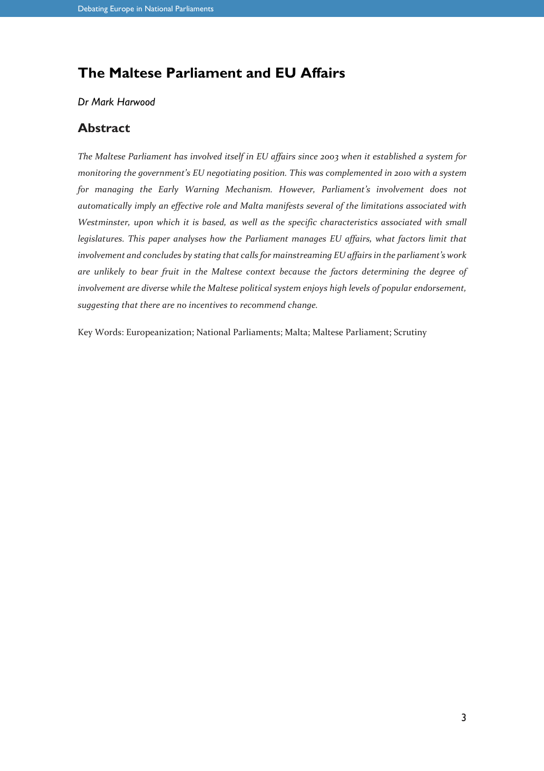# The Maltese Parliament and EU Affairs

*Dr Mark Harwood*

## Abstract

*The Maltese Parliament has involved itself in EU affairs since 2003 when it established a system for monitoring the government's EU negotiating position. This was complemented in 2010 with a system for managing the Early Warning Mechanism. However, Parliament's involvement does not automatically imply an effective role and Malta manifests several of the limitations associated with Westminster, upon which it is based, as well as the specific characteristics associated with small legislatures. This paper analyses how the Parliament manages EU affairs, what factors limit that involvement and concludes by stating that calls for mainstreaming EU affairs in the parliament's work are unlikely to bear fruit in the Maltese context because the factors determining the degree of involvement are diverse while the Maltese political system enjoys high levels of popular endorsement, suggesting that there are no incentives to recommend change.*

Key Words: Europeanization; National Parliaments; Malta; Maltese Parliament; Scrutiny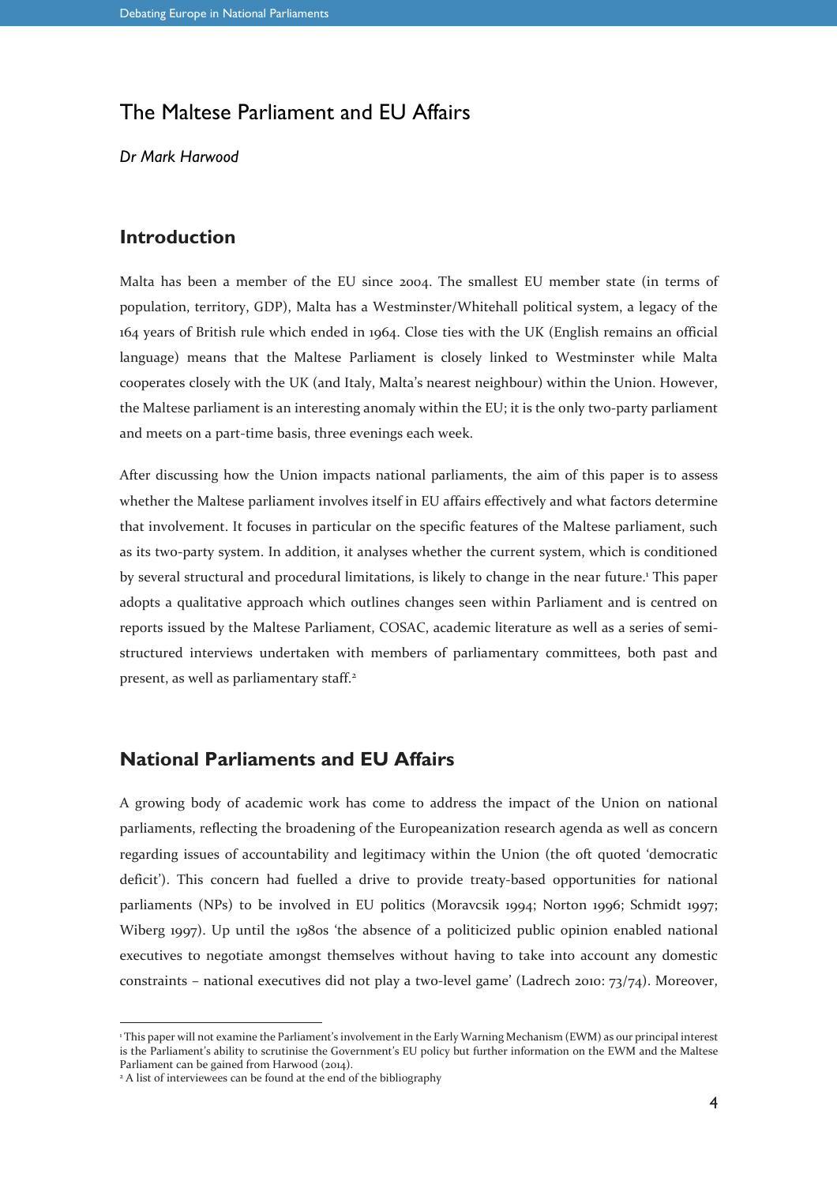# The Maltese Parliament and EU Affairs

*Dr Mark Harwood*

## Introduction

Malta has been a member of the EU since 2004. The smallest EU member state (in terms of population, territory, GDP), Malta has a Westminster/Whitehall political system, a legacy of the 164 years of British rule which ended in 1964. Close ties with the UK (English remains an official language) means that the Maltese Parliament is closely linked to Westminster while Malta cooperates closely with the UK (and Italy, Malta's nearest neighbour) within the Union. However, the Maltese parliament is an interesting anomaly within the EU; it is the only two-party parliament and meets on a part-time basis, three evenings each week.

After discussing how the Union impacts national parliaments, the aim of this paper is to assess whether the Maltese parliament involves itself in EU affairs effectively and what factors determine that involvement. It focuses in particular on the specific features of the Maltese parliament, such as its two-party system. In addition, it analyses whether the current system, which is conditioned by several structural and procedural limitations, is likely to change in the near future.[1] This paper adopts a qualitative approach which outlines changes seen within Parliament and is centred on reports issued by the Maltese Parliament, COSAC, academic literature as well as a series of semi-structured interviews undertaken with members of parliamentary committees, both past and present, as well as parliamentary staff.[2]

## National Parliaments and EU Affairs

A growing body of academic work has come to address the impact of the Union on national parliaments, reflecting the broadening of the Europeanization research agenda as well as concern regarding issues of accountability and legitimacy within the Union (the oft quoted 'democratic deficit'). This concern had fuelled a drive to provide treaty-based opportunities for national parliaments (NPs) to be involved in EU politics (Moravcsik 1994; Norton 1996; Schmidt 1997; Wiberg 1997). Up until the 1980s 'the absence of a politicized public opinion enabled national executives to negotiate amongst themselves without having to take into account any domestic constraints – national executives did not play a two-level game' (Ladrech 2010: 73/74). Moreover,

---

[1] This paper will not examine the Parliament's involvement in the Early Warning Mechanism (EWM) as our principal interest is the Parliament's ability to scrutinise the Government's EU policy but further information on the EWM and the Maltese Parliament can be gained from Harwood (2014).

[2] A list of interviewees can be found at the end of the bibliography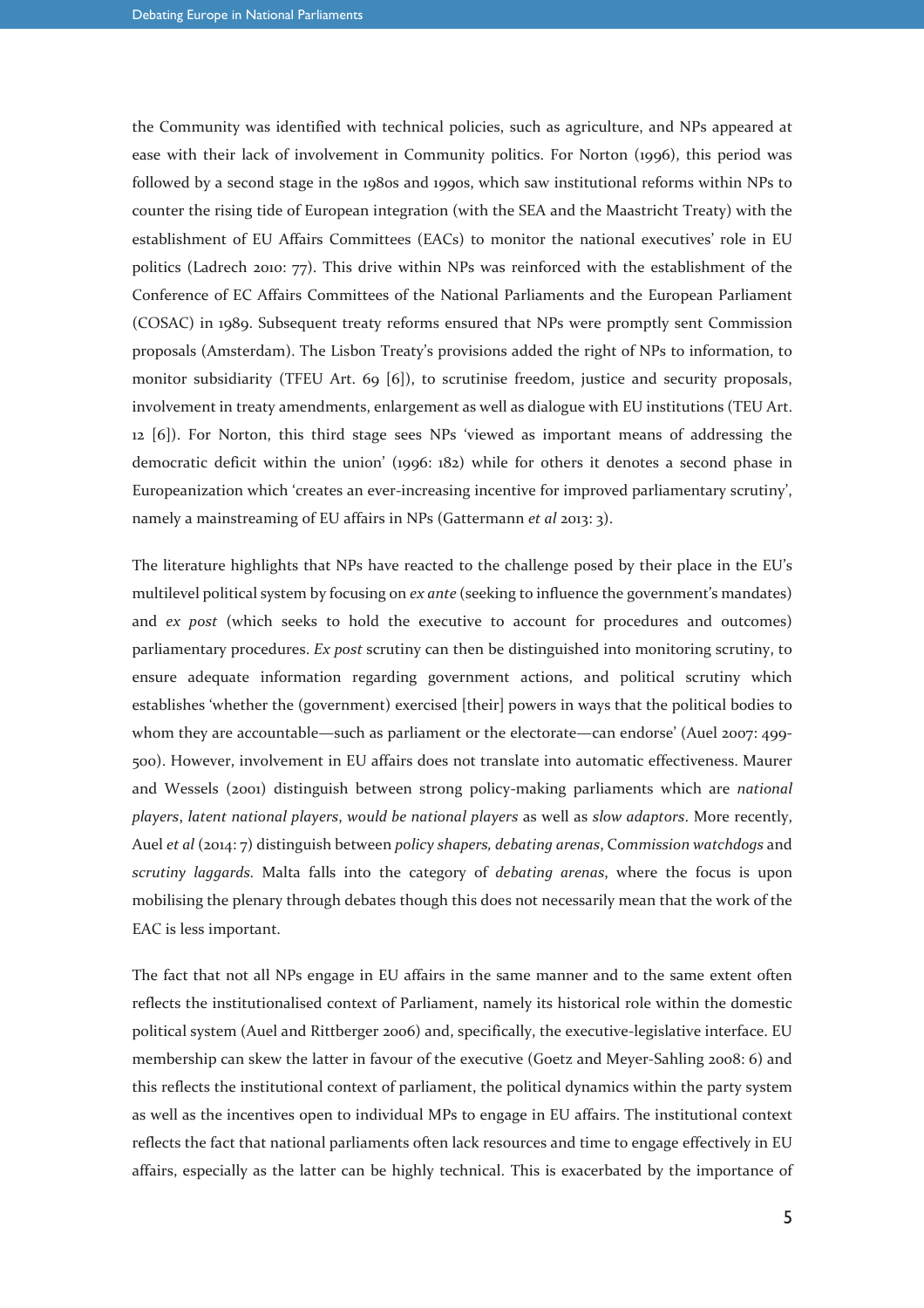the Community was identified with technical policies, such as agriculture, and NPs appeared at ease with their lack of involvement in Community politics. For Norton (1996), this period was followed by a second stage in the 1980s and 1990s, which saw institutional reforms within NPs to counter the rising tide of European integration (with the SEA and the Maastricht Treaty) with the establishment of EU Affairs Committees (EACs) to monitor the national executives' role in EU politics (Ladrech 2010: 77). This drive within NPs was reinforced with the establishment of the Conference of EC Affairs Committees of the National Parliaments and the European Parliament (COSAC) in 1989. Subsequent treaty reforms ensured that NPs were promptly sent Commission proposals (Amsterdam). The Lisbon Treaty's provisions added the right of NPs to information, to monitor subsidiarity (TFEU Art. 69 [6]), to scrutinise freedom, justice and security proposals, involvement in treaty amendments, enlargement as well as dialogue with EU institutions (TEU Art. 12 [6]). For Norton, this third stage sees NPs 'viewed as important means of addressing the democratic deficit within the union' (1996: 182) while for others it denotes a second phase in Europeanization which 'creates an ever-increasing incentive for improved parliamentary scrutiny', namely a mainstreaming of EU affairs in NPs (Gattermann *et al* 2013: 3).

The literature highlights that NPs have reacted to the challenge posed by their place in the EU's multilevel political system by focusing on *ex ante* (seeking to influence the government's mandates) and *ex post* (which seeks to hold the executive to account for procedures and outcomes) parliamentary procedures. *Ex post* scrutiny can then be distinguished into monitoring scrutiny, to ensure adequate information regarding government actions, and political scrutiny which establishes 'whether the (government) exercised [their] powers in ways that the political bodies to whom they are accountable—such as parliament or the electorate—can endorse' (Auel 2007: 499-500). However, involvement in EU affairs does not translate into automatic effectiveness. Maurer and Wessels (2001) distinguish between strong policy-making parliaments which are *national players*, *latent national players*, *would be national players* as well as *slow adaptors*. More recently, Auel *et al* (2014: 7) distinguish between *policy shapers, debating arenas*, C*ommission watchdogs* and *scrutiny laggards*. Malta falls into the category of *debating arenas*, where the focus is upon mobilising the plenary through debates though this does not necessarily mean that the work of the EAC is less important.

The fact that not all NPs engage in EU affairs in the same manner and to the same extent often reflects the institutionalised context of Parliament, namely its historical role within the domestic political system (Auel and Rittberger 2006) and, specifically, the executive-legislative interface. EU membership can skew the latter in favour of the executive (Goetz and Meyer-Sahling 2008: 6) and this reflects the institutional context of parliament, the political dynamics within the party system as well as the incentives open to individual MPs to engage in EU affairs. The institutional context reflects the fact that national parliaments often lack resources and time to engage effectively in EU affairs, especially as the latter can be highly technical. This is exacerbated by the importance of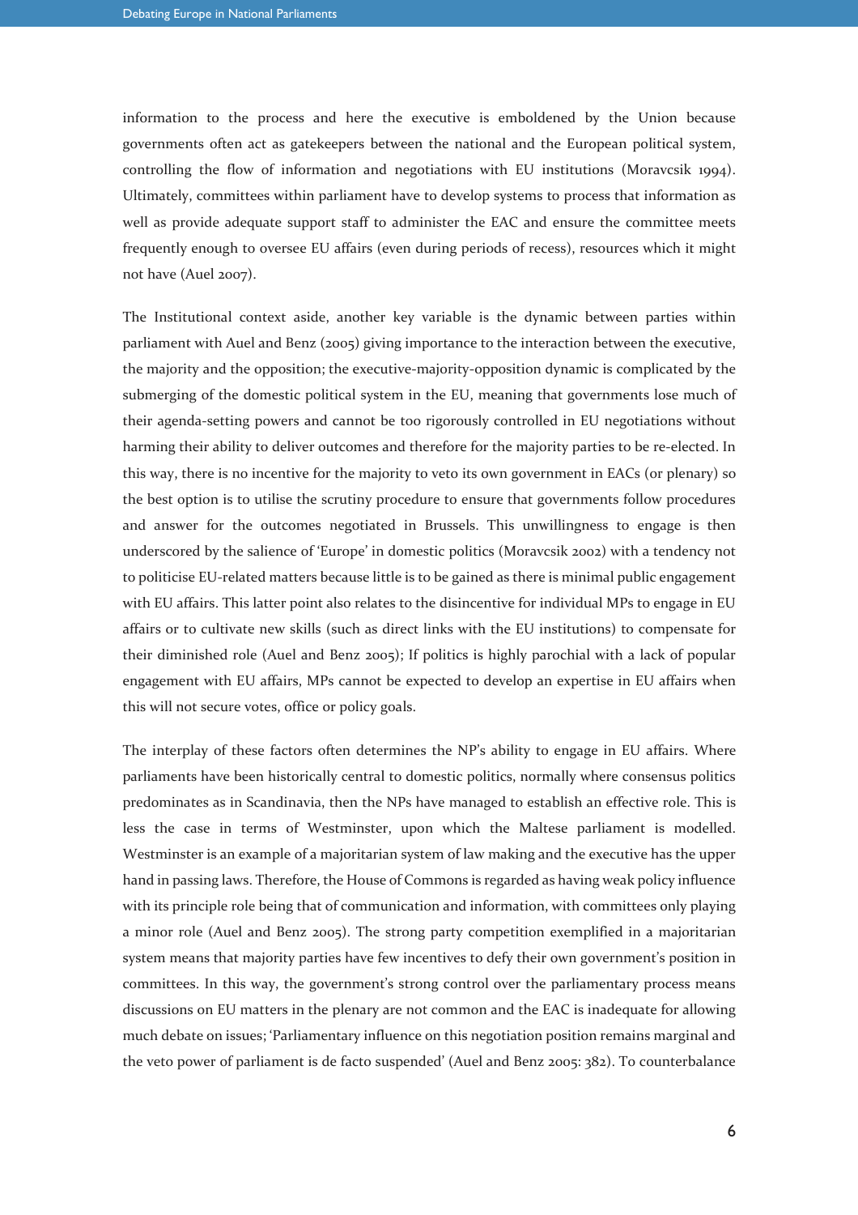information to the process and here the executive is emboldened by the Union because governments often act as gatekeepers between the national and the European political system, controlling the flow of information and negotiations with EU institutions (Moravcsik 1994). Ultimately, committees within parliament have to develop systems to process that information as well as provide adequate support staff to administer the EAC and ensure the committee meets frequently enough to oversee EU affairs (even during periods of recess), resources which it might not have (Auel 2007).

The Institutional context aside, another key variable is the dynamic between parties within parliament with Auel and Benz (2005) giving importance to the interaction between the executive, the majority and the opposition; the executive-majority-opposition dynamic is complicated by the submerging of the domestic political system in the EU, meaning that governments lose much of their agenda-setting powers and cannot be too rigorously controlled in EU negotiations without harming their ability to deliver outcomes and therefore for the majority parties to be re-elected. In this way, there is no incentive for the majority to veto its own government in EACs (or plenary) so the best option is to utilise the scrutiny procedure to ensure that governments follow procedures and answer for the outcomes negotiated in Brussels. This unwillingness to engage is then underscored by the salience of 'Europe' in domestic politics (Moravcsik 2002) with a tendency not to politicise EU-related matters because little is to be gained as there is minimal public engagement with EU affairs. This latter point also relates to the disincentive for individual MPs to engage in EU affairs or to cultivate new skills (such as direct links with the EU institutions) to compensate for their diminished role (Auel and Benz 2005); If politics is highly parochial with a lack of popular engagement with EU affairs, MPs cannot be expected to develop an expertise in EU affairs when this will not secure votes, office or policy goals.

The interplay of these factors often determines the NP's ability to engage in EU affairs. Where parliaments have been historically central to domestic politics, normally where consensus politics predominates as in Scandinavia, then the NPs have managed to establish an effective role. This is less the case in terms of Westminster, upon which the Maltese parliament is modelled. Westminster is an example of a majoritarian system of law making and the executive has the upper hand in passing laws. Therefore, the House of Commons is regarded as having weak policy influence with its principle role being that of communication and information, with committees only playing a minor role (Auel and Benz 2005). The strong party competition exemplified in a majoritarian system means that majority parties have few incentives to defy their own government's position in committees. In this way, the government's strong control over the parliamentary process means discussions on EU matters in the plenary are not common and the EAC is inadequate for allowing much debate on issues; 'Parliamentary influence on this negotiation position remains marginal and the veto power of parliament is de facto suspended' (Auel and Benz 2005: 382). To counterbalance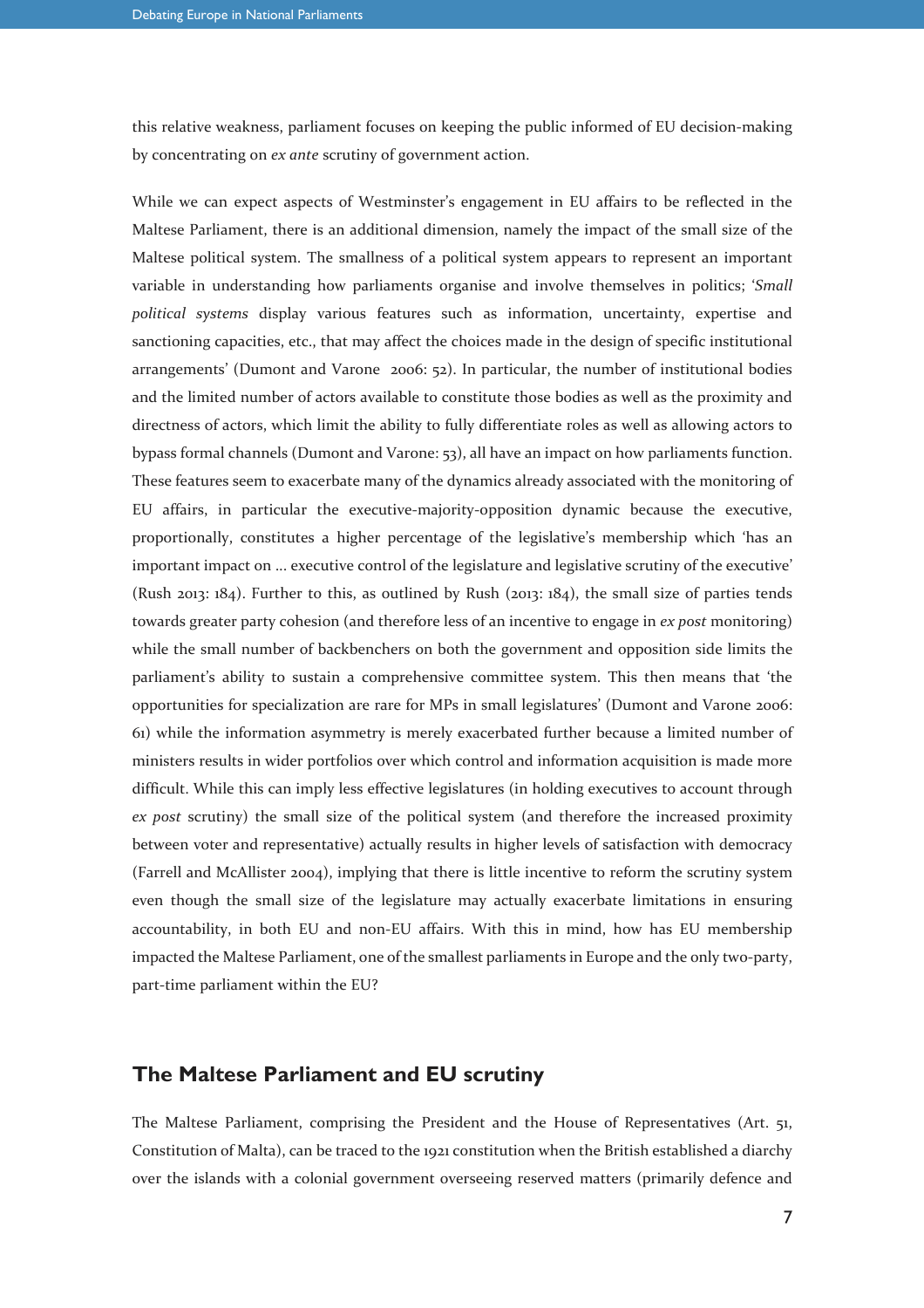this relative weakness, parliament focuses on keeping the public informed of EU decision-making by concentrating on *ex ante* scrutiny of government action.

While we can expect aspects of Westminster's engagement in EU affairs to be reflected in the Maltese Parliament, there is an additional dimension, namely the impact of the small size of the Maltese political system. The smallness of a political system appears to represent an important variable in understanding how parliaments organise and involve themselves in politics; '*Small political systems* display various features such as information, uncertainty, expertise and sanctioning capacities, etc., that may affect the choices made in the design of specific institutional arrangements' (Dumont and Varone 2006: 52). In particular, the number of institutional bodies and the limited number of actors available to constitute those bodies as well as the proximity and directness of actors, which limit the ability to fully differentiate roles as well as allowing actors to bypass formal channels (Dumont and Varone: 53), all have an impact on how parliaments function. These features seem to exacerbate many of the dynamics already associated with the monitoring of EU affairs, in particular the executive-majority-opposition dynamic because the executive, proportionally, constitutes a higher percentage of the legislative's membership which 'has an important impact on … executive control of the legislature and legislative scrutiny of the executive' (Rush 2013: 184). Further to this, as outlined by Rush (2013: 184), the small size of parties tends towards greater party cohesion (and therefore less of an incentive to engage in *ex post* monitoring) while the small number of backbenchers on both the government and opposition side limits the parliament's ability to sustain a comprehensive committee system. This then means that 'the opportunities for specialization are rare for MPs in small legislatures' (Dumont and Varone 2006: 61) while the information asymmetry is merely exacerbated further because a limited number of ministers results in wider portfolios over which control and information acquisition is made more difficult. While this can imply less effective legislatures (in holding executives to account through *ex post* scrutiny) the small size of the political system (and therefore the increased proximity between voter and representative) actually results in higher levels of satisfaction with democracy (Farrell and McAllister 2004), implying that there is little incentive to reform the scrutiny system even though the small size of the legislature may actually exacerbate limitations in ensuring accountability, in both EU and non-EU affairs. With this in mind, how has EU membership impacted the Maltese Parliament, one of the smallest parliaments in Europe and the only two-party, part-time parliament within the EU?

## The Maltese Parliament and EU scrutiny

The Maltese Parliament, comprising the President and the House of Representatives (Art. 51, Constitution of Malta), can be traced to the 1921 constitution when the British established a diarchy over the islands with a colonial government overseeing reserved matters (primarily defence and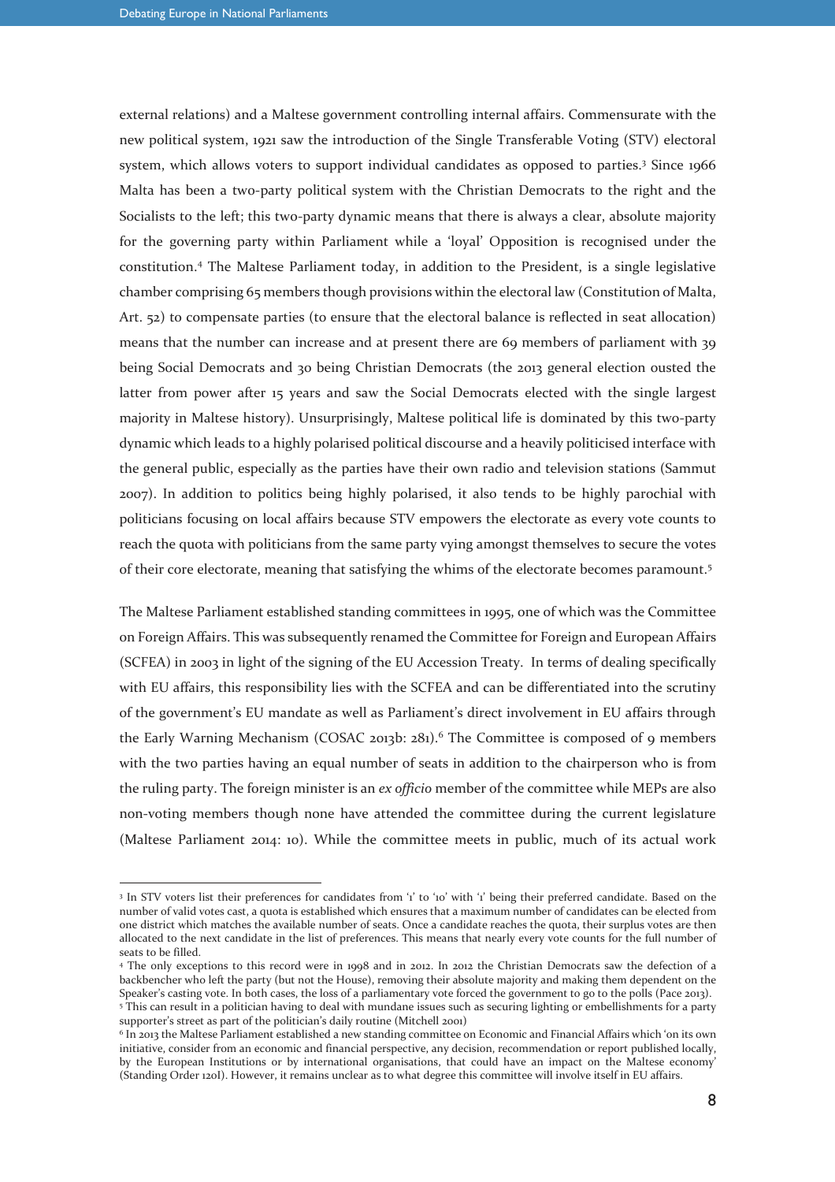external relations) and a Maltese government controlling internal affairs. Commensurate with the new political system, 1921 saw the introduction of the Single Transferable Voting (STV) electoral system, which allows voters to support individual candidates as opposed to parties.[3] Since 1966 Malta has been a two-party political system with the Christian Democrats to the right and the Socialists to the left; this two-party dynamic means that there is always a clear, absolute majority for the governing party within Parliament while a 'loyal' Opposition is recognised under the constitution.[4] The Maltese Parliament today, in addition to the President, is a single legislative chamber comprising 65 members though provisions within the electoral law (Constitution of Malta, Art. 52) to compensate parties (to ensure that the electoral balance is reflected in seat allocation) means that the number can increase and at present there are 69 members of parliament with 39 being Social Democrats and 30 being Christian Democrats (the 2013 general election ousted the latter from power after 15 years and saw the Social Democrats elected with the single largest majority in Maltese history). Unsurprisingly, Maltese political life is dominated by this two-party dynamic which leads to a highly polarised political discourse and a heavily politicised interface with the general public, especially as the parties have their own radio and television stations (Sammut 2007). In addition to politics being highly polarised, it also tends to be highly parochial with politicians focusing on local affairs because STV empowers the electorate as every vote counts to reach the quota with politicians from the same party vying amongst themselves to secure the votes of their core electorate, meaning that satisfying the whims of the electorate becomes paramount.[5]

The Maltese Parliament established standing committees in 1995, one of which was the Committee on Foreign Affairs. This was subsequently renamed the Committee for Foreign and European Affairs (SCFEA) in 2003 in light of the signing of the EU Accession Treaty. In terms of dealing specifically with EU affairs, this responsibility lies with the SCFEA and can be differentiated into the scrutiny of the government's EU mandate as well as Parliament's direct involvement in EU affairs through the Early Warning Mechanism (COSAC 2013b: 281).[6] The Committee is composed of 9 members with the two parties having an equal number of seats in addition to the chairperson who is from the ruling party. The foreign minister is an *ex officio* member of the committee while MEPs are also non-voting members though none have attended the committee during the current legislature (Maltese Parliament 2014: 10). While the committee meets in public, much of its actual work

---

[3] In STV voters list their preferences for candidates from '1' to '10' with '1' being their preferred candidate. Based on the number of valid votes cast, a quota is established which ensures that a maximum number of candidates can be elected from one district which matches the available number of seats. Once a candidate reaches the quota, their surplus votes are then allocated to the next candidate in the list of preferences. This means that nearly every vote counts for the full number of seats to be filled.

[4] The only exceptions to this record were in 1998 and in 2012. In 2012 the Christian Democrats saw the defection of a backbencher who left the party (but not the House), removing their absolute majority and making them dependent on the Speaker's casting vote. In both cases, the loss of a parliamentary vote forced the government to go to the polls (Pace 2013).

[5] This can result in a politician having to deal with mundane issues such as securing lighting or embellishments for a party supporter's street as part of the politician's daily routine (Mitchell 2001)

[6] In 2013 the Maltese Parliament established a new standing committee on Economic and Financial Affairs which 'on its own initiative, consider from an economic and financial perspective, any decision, recommendation or report published locally, by the European Institutions or by international organisations, that could have an impact on the Maltese economy' (Standing Order 120I). However, it remains unclear as to what degree this committee will involve itself in EU affairs.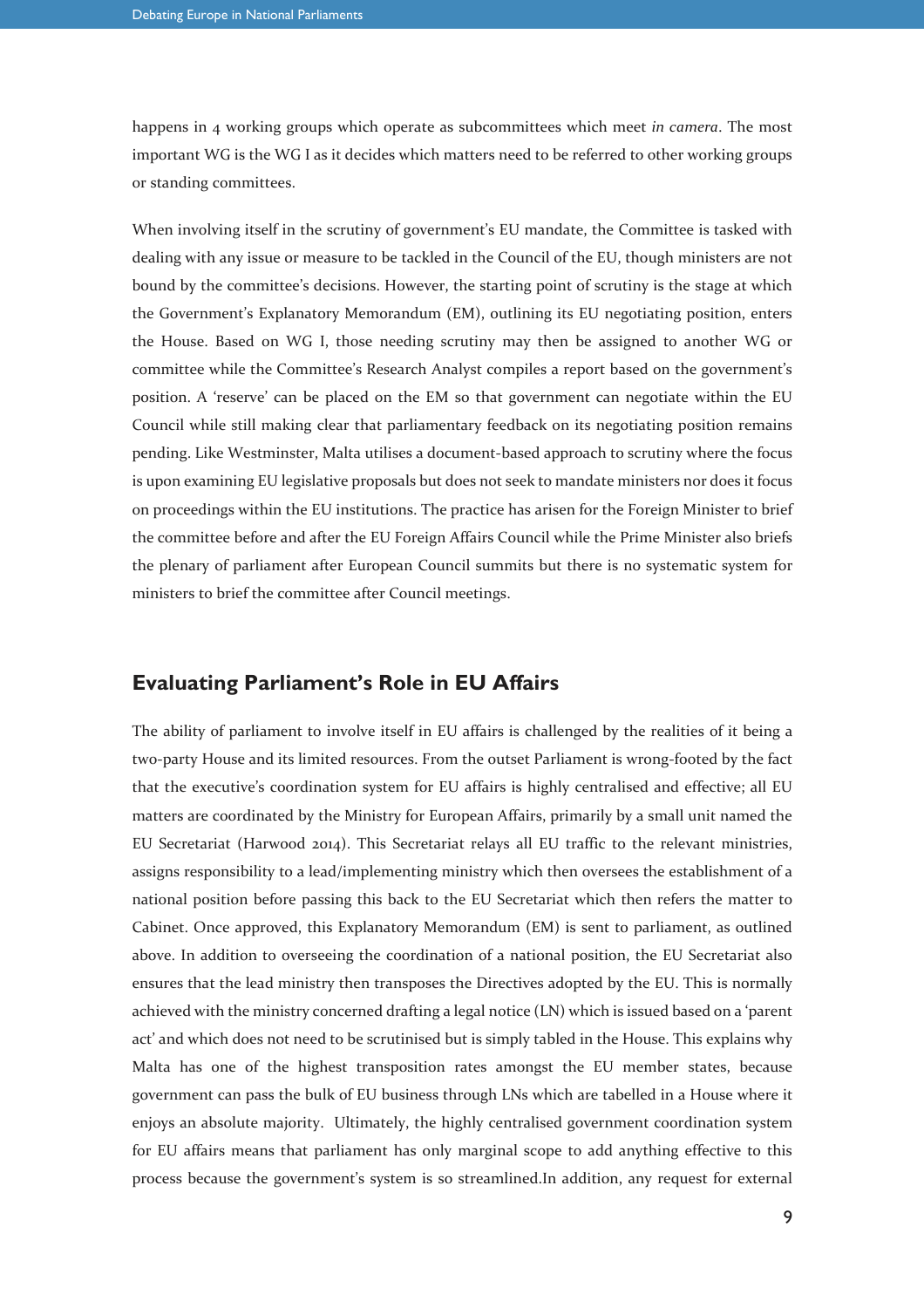happens in 4 working groups which operate as subcommittees which meet *in camera*. The most important WG is the WG I as it decides which matters need to be referred to other working groups or standing committees.

When involving itself in the scrutiny of government's EU mandate, the Committee is tasked with dealing with any issue or measure to be tackled in the Council of the EU, though ministers are not bound by the committee's decisions. However, the starting point of scrutiny is the stage at which the Government's Explanatory Memorandum (EM), outlining its EU negotiating position, enters the House. Based on WG I, those needing scrutiny may then be assigned to another WG or committee while the Committee's Research Analyst compiles a report based on the government's position. A 'reserve' can be placed on the EM so that government can negotiate within the EU Council while still making clear that parliamentary feedback on its negotiating position remains pending. Like Westminster, Malta utilises a document-based approach to scrutiny where the focus is upon examining EU legislative proposals but does not seek to mandate ministers nor does it focus on proceedings within the EU institutions. The practice has arisen for the Foreign Minister to brief the committee before and after the EU Foreign Affairs Council while the Prime Minister also briefs the plenary of parliament after European Council summits but there is no systematic system for ministers to brief the committee after Council meetings.

## Evaluating Parliament's Role in EU Affairs

The ability of parliament to involve itself in EU affairs is challenged by the realities of it being a two-party House and its limited resources. From the outset Parliament is wrong-footed by the fact that the executive's coordination system for EU affairs is highly centralised and effective; all EU matters are coordinated by the Ministry for European Affairs, primarily by a small unit named the EU Secretariat (Harwood 2014). This Secretariat relays all EU traffic to the relevant ministries, assigns responsibility to a lead/implementing ministry which then oversees the establishment of a national position before passing this back to the EU Secretariat which then refers the matter to Cabinet. Once approved, this Explanatory Memorandum (EM) is sent to parliament, as outlined above. In addition to overseeing the coordination of a national position, the EU Secretariat also ensures that the lead ministry then transposes the Directives adopted by the EU. This is normally achieved with the ministry concerned drafting a legal notice (LN) which is issued based on a 'parent act' and which does not need to be scrutinised but is simply tabled in the House. This explains why Malta has one of the highest transposition rates amongst the EU member states, because government can pass the bulk of EU business through LNs which are tabelled in a House where it enjoys an absolute majority. Ultimately, the highly centralised government coordination system for EU affairs means that parliament has only marginal scope to add anything effective to this process because the government's system is so streamlined.In addition, any request for external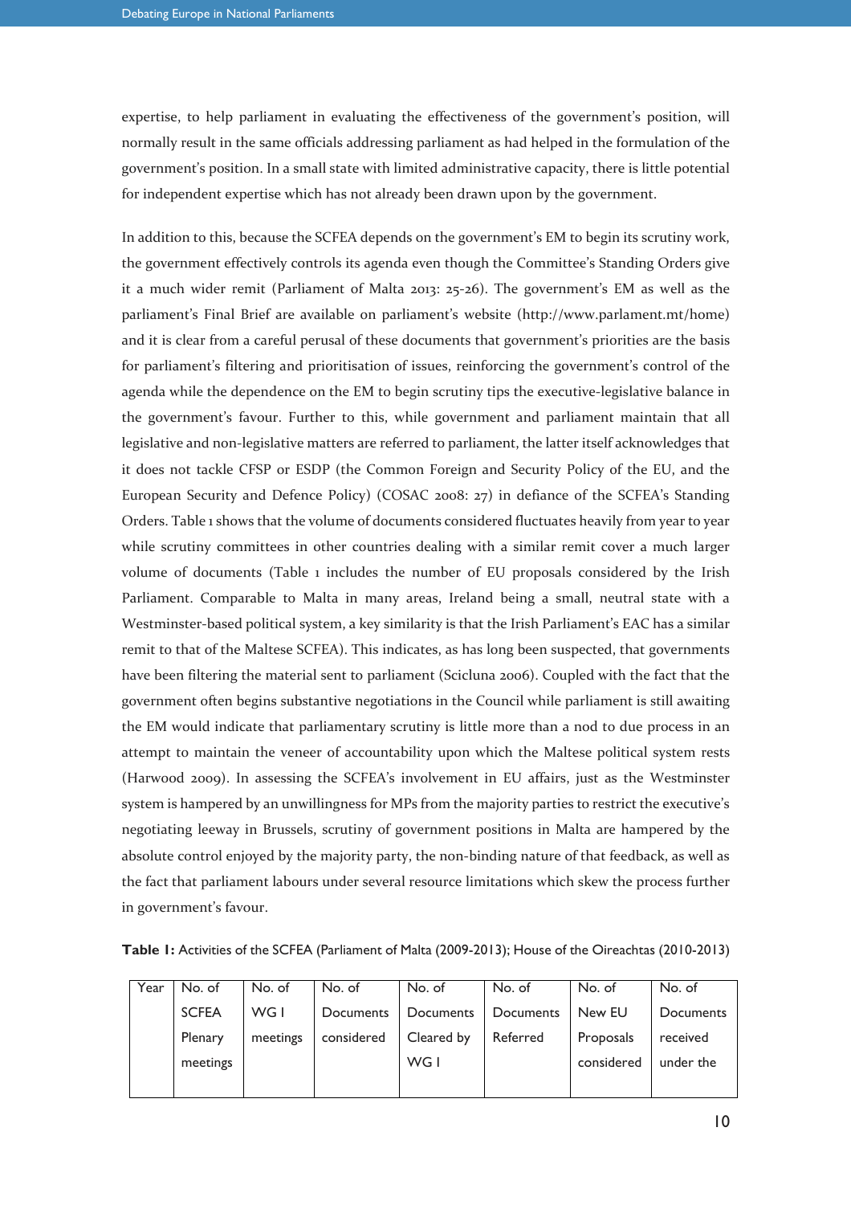expertise, to help parliament in evaluating the effectiveness of the government's position, will normally result in the same officials addressing parliament as had helped in the formulation of the government's position. In a small state with limited administrative capacity, there is little potential for independent expertise which has not already been drawn upon by the government.

In addition to this, because the SCFEA depends on the government's EM to begin its scrutiny work, the government effectively controls its agenda even though the Committee's Standing Orders give it a much wider remit (Parliament of Malta 2013: 25-26). The government's EM as well as the parliament's Final Brief are available on parliament's website (http://www.parlament.mt/home) and it is clear from a careful perusal of these documents that government's priorities are the basis for parliament's filtering and prioritisation of issues, reinforcing the government's control of the agenda while the dependence on the EM to begin scrutiny tips the executive-legislative balance in the government's favour. Further to this, while government and parliament maintain that all legislative and non-legislative matters are referred to parliament, the latter itself acknowledges that it does not tackle CFSP or ESDP (the Common Foreign and Security Policy of the EU, and the European Security and Defence Policy) (COSAC 2008: 27) in defiance of the SCFEA's Standing Orders. Table 1 shows that the volume of documents considered fluctuates heavily from year to year while scrutiny committees in other countries dealing with a similar remit cover a much larger volume of documents (Table 1 includes the number of EU proposals considered by the Irish Parliament. Comparable to Malta in many areas, Ireland being a small, neutral state with a Westminster-based political system, a key similarity is that the Irish Parliament's EAC has a similar remit to that of the Maltese SCFEA). This indicates, as has long been suspected, that governments have been filtering the material sent to parliament (Scicluna 2006). Coupled with the fact that the government often begins substantive negotiations in the Council while parliament is still awaiting the EM would indicate that parliamentary scrutiny is little more than a nod to due process in an attempt to maintain the veneer of accountability upon which the Maltese political system rests (Harwood 2009). In assessing the SCFEA's involvement in EU affairs, just as the Westminster system is hampered by an unwillingness for MPs from the majority parties to restrict the executive's negotiating leeway in Brussels, scrutiny of government positions in Malta are hampered by the absolute control enjoyed by the majority party, the non-binding nature of that feedback, as well as the fact that parliament labours under several resource limitations which skew the process further in government's favour.

**Table 1:** Activities of the SCFEA (Parliament of Malta (2009-2013); House of the Oireachtas (2010-2013)

| Year | No. of SCFEA Plenary meetings | No. of WG I meetings | No. of Documents considered | No. of Documents Cleared by WG I | No. of Documents Referred | No. of New EU Proposals considered | No. of Documents received under the |
|---|---|---|---|---|---|---|---|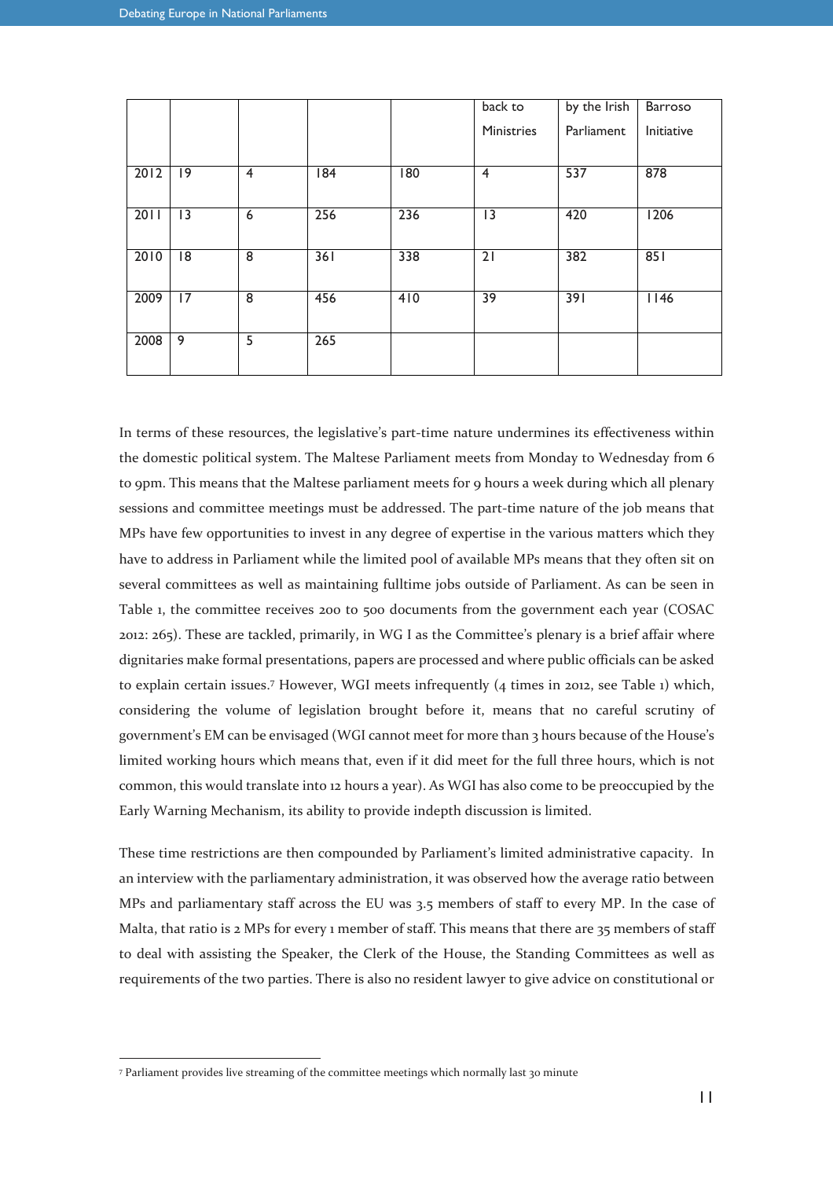|  |  |  |  |  | back to Ministries | by the Irish Parliament | Barroso Initiative |
|---|---|---|---|---|---|---|---|
| 2012 | 19 | 4 | 184 | 180 | 4 | 537 | 878 |
| 2011 | 13 | 6 | 256 | 236 | 13 | 420 | 1206 |
| 2010 | 18 | 8 | 361 | 338 | 21 | 382 | 851 |
| 2009 | 17 | 8 | 456 | 410 | 39 | 391 | 1146 |
| 2008 | 9 | 5 | 265 |  |  |  |  |

In terms of these resources, the legislative's part-time nature undermines its effectiveness within the domestic political system. The Maltese Parliament meets from Monday to Wednesday from 6 to 9pm. This means that the Maltese parliament meets for 9 hours a week during which all plenary sessions and committee meetings must be addressed. The part-time nature of the job means that MPs have few opportunities to invest in any degree of expertise in the various matters which they have to address in Parliament while the limited pool of available MPs means that they often sit on several committees as well as maintaining fulltime jobs outside of Parliament. As can be seen in Table 1, the committee receives 200 to 500 documents from the government each year (COSAC 2012: 265). These are tackled, primarily, in WG I as the Committee's plenary is a brief affair where dignitaries make formal presentations, papers are processed and where public officials can be asked to explain certain issues.[7] However, WGI meets infrequently (4 times in 2012, see Table 1) which, considering the volume of legislation brought before it, means that no careful scrutiny of government's EM can be envisaged (WGI cannot meet for more than 3 hours because of the House's limited working hours which means that, even if it did meet for the full three hours, which is not common, this would translate into 12 hours a year). As WGI has also come to be preoccupied by the Early Warning Mechanism, its ability to provide indepth discussion is limited.

These time restrictions are then compounded by Parliament's limited administrative capacity. In an interview with the parliamentary administration, it was observed how the average ratio between MPs and parliamentary staff across the EU was 3.5 members of staff to every MP. In the case of Malta, that ratio is 2 MPs for every 1 member of staff. This means that there are 35 members of staff to deal with assisting the Speaker, the Clerk of the House, the Standing Committees as well as requirements of the two parties. There is also no resident lawyer to give advice on constitutional or

[7] Parliament provides live streaming of the committee meetings which normally last 30 minute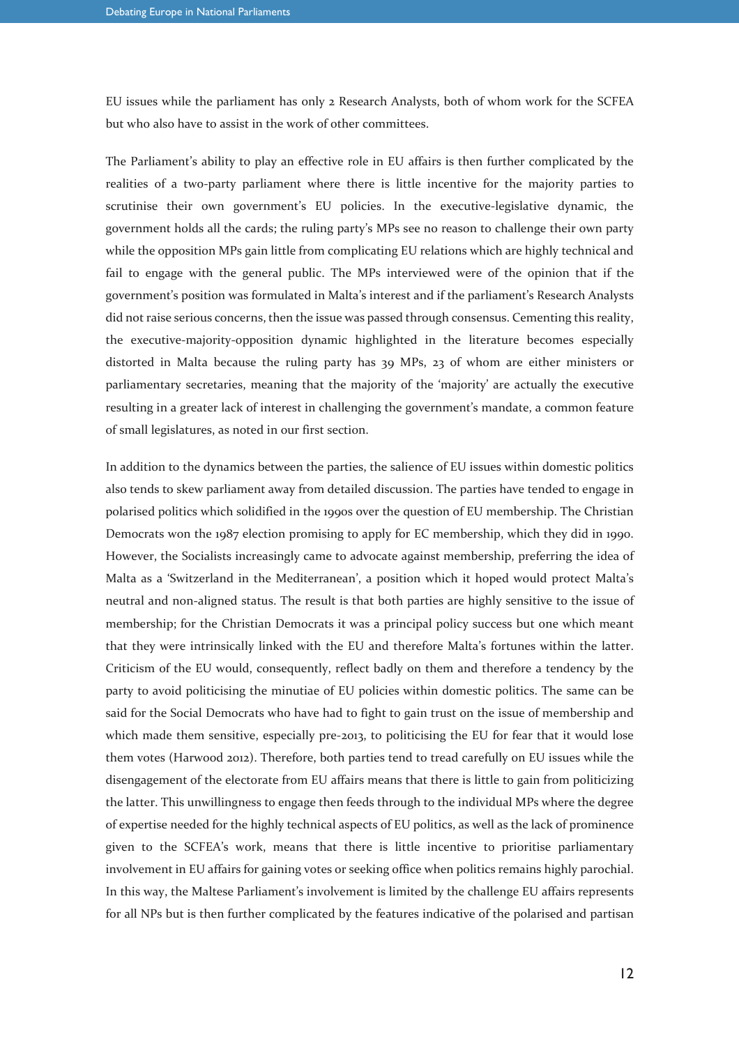EU issues while the parliament has only 2 Research Analysts, both of whom work for the SCFEA but who also have to assist in the work of other committees.

The Parliament's ability to play an effective role in EU affairs is then further complicated by the realities of a two-party parliament where there is little incentive for the majority parties to scrutinise their own government's EU policies. In the executive-legislative dynamic, the government holds all the cards; the ruling party's MPs see no reason to challenge their own party while the opposition MPs gain little from complicating EU relations which are highly technical and fail to engage with the general public. The MPs interviewed were of the opinion that if the government's position was formulated in Malta's interest and if the parliament's Research Analysts did not raise serious concerns, then the issue was passed through consensus. Cementing this reality, the executive-majority-opposition dynamic highlighted in the literature becomes especially distorted in Malta because the ruling party has 39 MPs, 23 of whom are either ministers or parliamentary secretaries, meaning that the majority of the 'majority' are actually the executive resulting in a greater lack of interest in challenging the government's mandate, a common feature of small legislatures, as noted in our first section.

In addition to the dynamics between the parties, the salience of EU issues within domestic politics also tends to skew parliament away from detailed discussion. The parties have tended to engage in polarised politics which solidified in the 1990s over the question of EU membership. The Christian Democrats won the 1987 election promising to apply for EC membership, which they did in 1990. However, the Socialists increasingly came to advocate against membership, preferring the idea of Malta as a 'Switzerland in the Mediterranean', a position which it hoped would protect Malta's neutral and non-aligned status. The result is that both parties are highly sensitive to the issue of membership; for the Christian Democrats it was a principal policy success but one which meant that they were intrinsically linked with the EU and therefore Malta's fortunes within the latter. Criticism of the EU would, consequently, reflect badly on them and therefore a tendency by the party to avoid politicising the minutiae of EU policies within domestic politics. The same can be said for the Social Democrats who have had to fight to gain trust on the issue of membership and which made them sensitive, especially pre-2013, to politicising the EU for fear that it would lose them votes (Harwood 2012). Therefore, both parties tend to tread carefully on EU issues while the disengagement of the electorate from EU affairs means that there is little to gain from politicizing the latter. This unwillingness to engage then feeds through to the individual MPs where the degree of expertise needed for the highly technical aspects of EU politics, as well as the lack of prominence given to the SCFEA's work, means that there is little incentive to prioritise parliamentary involvement in EU affairs for gaining votes or seeking office when politics remains highly parochial. In this way, the Maltese Parliament's involvement is limited by the challenge EU affairs represents for all NPs but is then further complicated by the features indicative of the polarised and partisan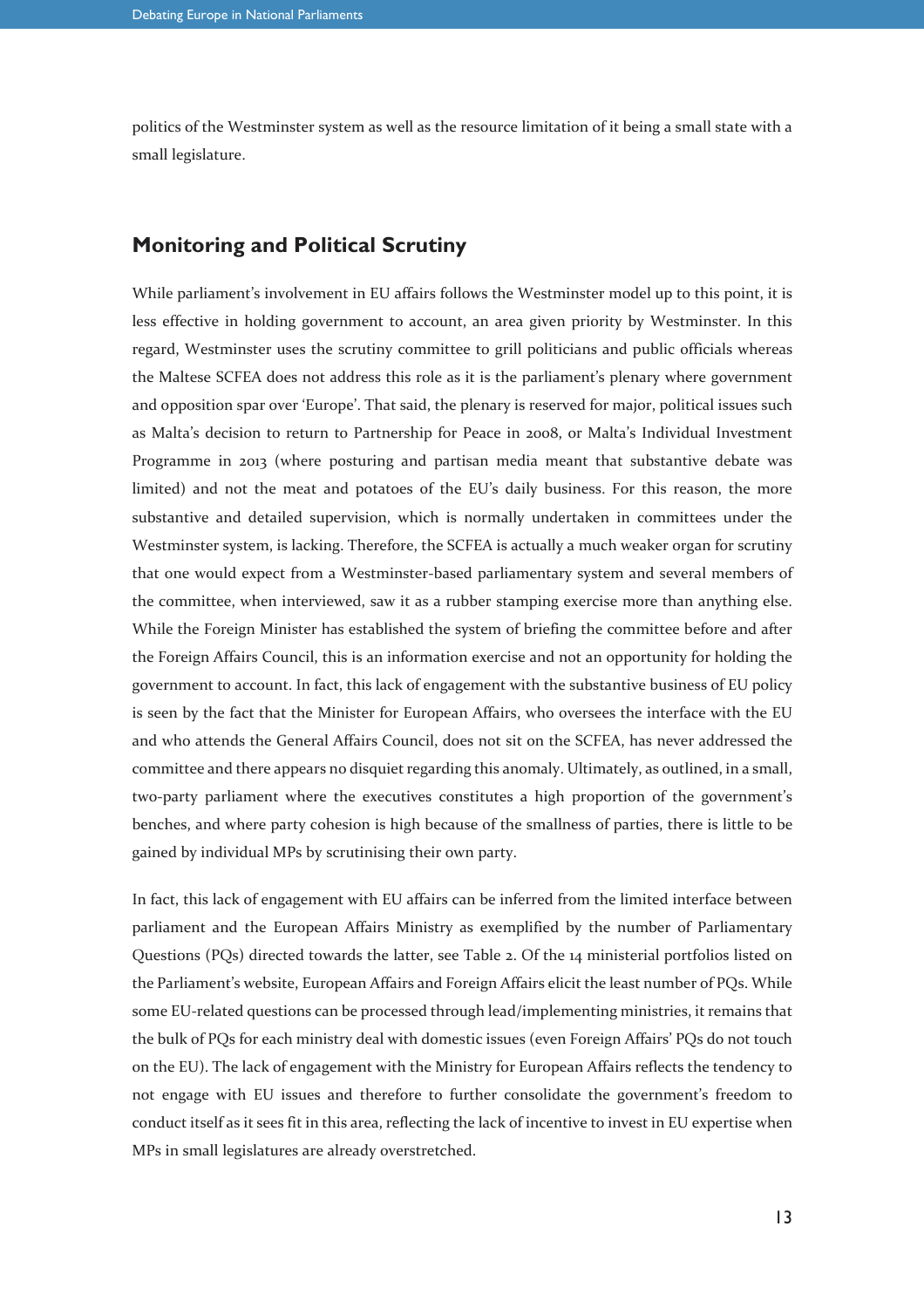politics of the Westminster system as well as the resource limitation of it being a small state with a small legislature.

## Monitoring and Political Scrutiny

While parliament's involvement in EU affairs follows the Westminster model up to this point, it is less effective in holding government to account, an area given priority by Westminster. In this regard, Westminster uses the scrutiny committee to grill politicians and public officials whereas the Maltese SCFEA does not address this role as it is the parliament's plenary where government and opposition spar over 'Europe'. That said, the plenary is reserved for major, political issues such as Malta's decision to return to Partnership for Peace in 2008, or Malta's Individual Investment Programme in 2013 (where posturing and partisan media meant that substantive debate was limited) and not the meat and potatoes of the EU's daily business. For this reason, the more substantive and detailed supervision, which is normally undertaken in committees under the Westminster system, is lacking. Therefore, the SCFEA is actually a much weaker organ for scrutiny that one would expect from a Westminster-based parliamentary system and several members of the committee, when interviewed, saw it as a rubber stamping exercise more than anything else. While the Foreign Minister has established the system of briefing the committee before and after the Foreign Affairs Council, this is an information exercise and not an opportunity for holding the government to account. In fact, this lack of engagement with the substantive business of EU policy is seen by the fact that the Minister for European Affairs, who oversees the interface with the EU and who attends the General Affairs Council, does not sit on the SCFEA, has never addressed the committee and there appears no disquiet regarding this anomaly. Ultimately, as outlined, in a small, two-party parliament where the executives constitutes a high proportion of the government's benches, and where party cohesion is high because of the smallness of parties, there is little to be gained by individual MPs by scrutinising their own party.

In fact, this lack of engagement with EU affairs can be inferred from the limited interface between parliament and the European Affairs Ministry as exemplified by the number of Parliamentary Questions (PQs) directed towards the latter, see Table 2. Of the 14 ministerial portfolios listed on the Parliament's website, European Affairs and Foreign Affairs elicit the least number of PQs. While some EU-related questions can be processed through lead/implementing ministries, it remains that the bulk of PQs for each ministry deal with domestic issues (even Foreign Affairs' PQs do not touch on the EU). The lack of engagement with the Ministry for European Affairs reflects the tendency to not engage with EU issues and therefore to further consolidate the government's freedom to conduct itself as it sees fit in this area, reflecting the lack of incentive to invest in EU expertise when MPs in small legislatures are already overstretched.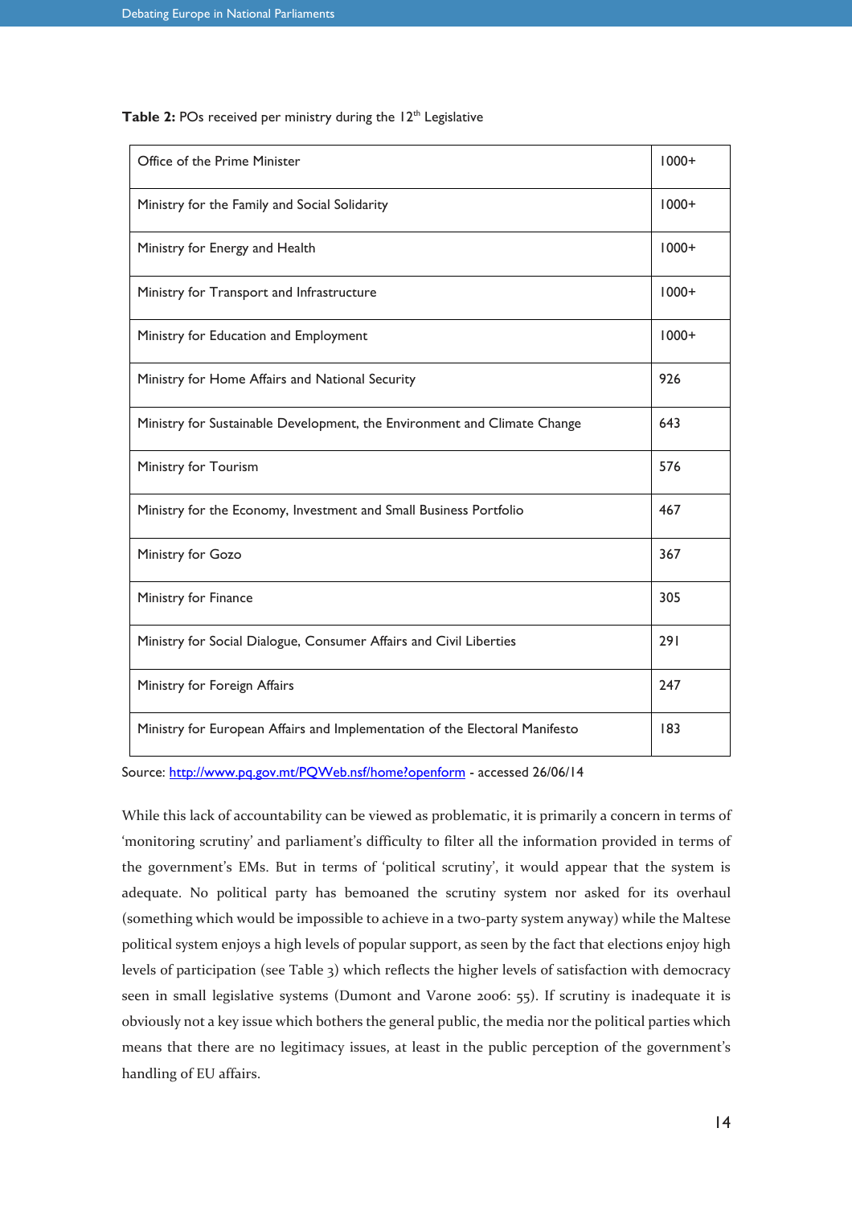**Table 2:** POs received per ministry during the 12th Legislative

| Ministry | POs |
|---|---|
| Office of the Prime Minister | 1000+ |
| Ministry for the Family and Social Solidarity | 1000+ |
| Ministry for Energy and Health | 1000+ |
| Ministry for Transport and Infrastructure | 1000+ |
| Ministry for Education and Employment | 1000+ |
| Ministry for Home Affairs and National Security | 926 |
| Ministry for Sustainable Development, the Environment and Climate Change | 643 |
| Ministry for Tourism | 576 |
| Ministry for the Economy, Investment and Small Business Portfolio | 467 |
| Ministry for Gozo | 367 |
| Ministry for Finance | 305 |
| Ministry for Social Dialogue, Consumer Affairs and Civil Liberties | 291 |
| Ministry for Foreign Affairs | 247 |
| Ministry for European Affairs and Implementation of the Electoral Manifesto | 183 |

Source: http://www.pq.gov.mt/PQWeb.nsf/home?openform - accessed 26/06/14

While this lack of accountability can be viewed as problematic, it is primarily a concern in terms of 'monitoring scrutiny' and parliament's difficulty to filter all the information provided in terms of the government's EMs. But in terms of 'political scrutiny', it would appear that the system is adequate. No political party has bemoaned the scrutiny system nor asked for its overhaul (something which would be impossible to achieve in a two-party system anyway) while the Maltese political system enjoys a high levels of popular support, as seen by the fact that elections enjoy high levels of participation (see Table 3) which reflects the higher levels of satisfaction with democracy seen in small legislative systems (Dumont and Varone 2006: 55). If scrutiny is inadequate it is obviously not a key issue which bothers the general public, the media nor the political parties which means that there are no legitimacy issues, at least in the public perception of the government's handling of EU affairs.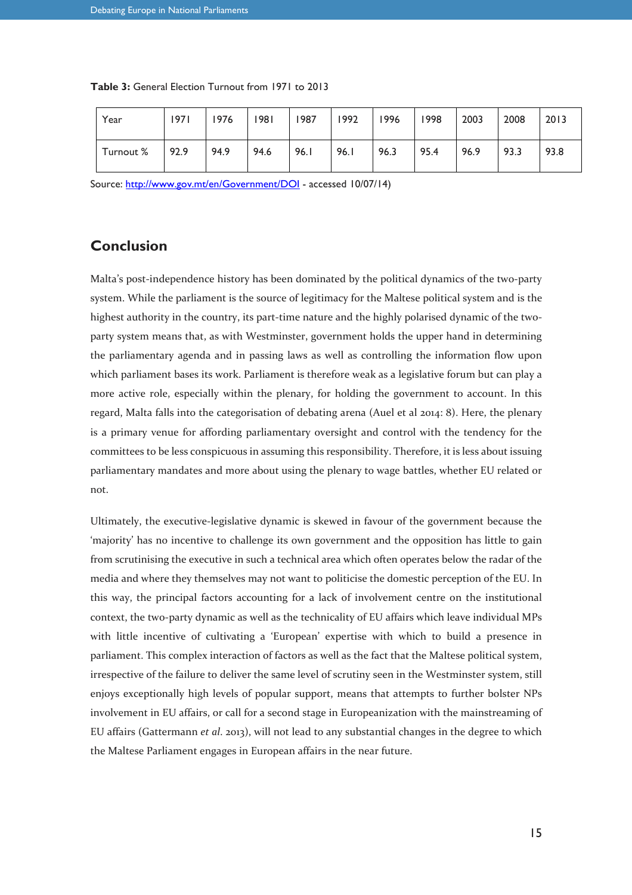**Table 3:** General Election Turnout from 1971 to 2013

| Year | 1971 | 1976 | 1981 | 1987 | 1992 | 1996 | 1998 | 2003 | 2008 | 2013 |
|---|---|---|---|---|---|---|---|---|---|---|
| Turnout % | 92.9 | 94.9 | 94.6 | 96.1 | 96.1 | 96.3 | 95.4 | 96.9 | 93.3 | 93.8 |

Source: http://www.gov.mt/en/Government/DOI - accessed 10/07/14)

## Conclusion

Malta's post-independence history has been dominated by the political dynamics of the two-party system. While the parliament is the source of legitimacy for the Maltese political system and is the highest authority in the country, its part-time nature and the highly polarised dynamic of the two-party system means that, as with Westminster, government holds the upper hand in determining the parliamentary agenda and in passing laws as well as controlling the information flow upon which parliament bases its work. Parliament is therefore weak as a legislative forum but can play a more active role, especially within the plenary, for holding the government to account. In this regard, Malta falls into the categorisation of debating arena (Auel et al 2014: 8). Here, the plenary is a primary venue for affording parliamentary oversight and control with the tendency for the committees to be less conspicuous in assuming this responsibility. Therefore, it is less about issuing parliamentary mandates and more about using the plenary to wage battles, whether EU related or not.

Ultimately, the executive-legislative dynamic is skewed in favour of the government because the 'majority' has no incentive to challenge its own government and the opposition has little to gain from scrutinising the executive in such a technical area which often operates below the radar of the media and where they themselves may not want to politicise the domestic perception of the EU. In this way, the principal factors accounting for a lack of involvement centre on the institutional context, the two-party dynamic as well as the technicality of EU affairs which leave individual MPs with little incentive of cultivating a 'European' expertise with which to build a presence in parliament. This complex interaction of factors as well as the fact that the Maltese political system, irrespective of the failure to deliver the same level of scrutiny seen in the Westminster system, still enjoys exceptionally high levels of popular support, means that attempts to further bolster NPs involvement in EU affairs, or call for a second stage in Europeanization with the mainstreaming of EU affairs (Gattermann *et al.* 2013), will not lead to any substantial changes in the degree to which the Maltese Parliament engages in European affairs in the near future.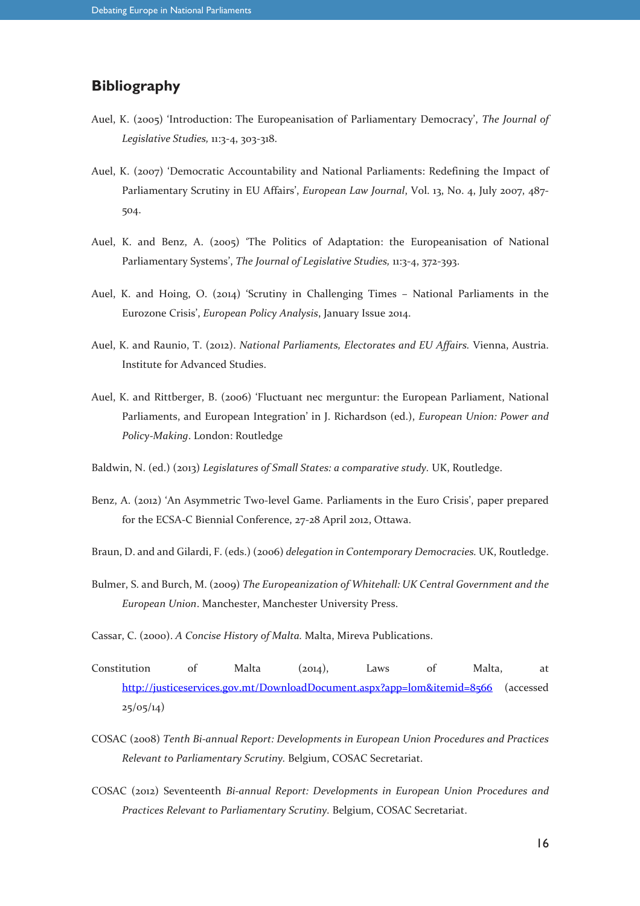## Bibliography

Auel, K. (2005) 'Introduction: The Europeanisation of Parliamentary Democracy', *The Journal of Legislative Studies,* 11:3-4, 303-318.

Auel, K. (2007) 'Democratic Accountability and National Parliaments: Redefining the Impact of Parliamentary Scrutiny in EU Affairs', *European Law Journal*, Vol. 13, No. 4, July 2007, 487-504.

Auel, K. and Benz, A. (2005) 'The Politics of Adaptation: the Europeanisation of National Parliamentary Systems', *The Journal of Legislative Studies,* 11:3-4, 372-393.

Auel, K. and Hoing, O. (2014) 'Scrutiny in Challenging Times – National Parliaments in the Eurozone Crisis', *European Policy Analysis*, January Issue 2014.

Auel, K. and Raunio, T. (2012). *National Parliaments, Electorates and EU Affairs.* Vienna, Austria. Institute for Advanced Studies.

Auel, K. and Rittberger, B. (2006) 'Fluctuant nec merguntur: the European Parliament, National Parliaments, and European Integration' in J. Richardson (ed.), *European Union: Power and Policy-Making*. London: Routledge

Baldwin, N. (ed.) (2013) *Legislatures of Small States: a comparative study.* UK, Routledge.

Benz, A. (2012) 'An Asymmetric Two-level Game. Parliaments in the Euro Crisis', paper prepared for the ECSA-C Biennial Conference, 27-28 April 2012, Ottawa.

Braun, D. and and Gilardi, F. (eds.) (2006) *delegation in Contemporary Democracies.* UK, Routledge.

Bulmer, S. and Burch, M. (2009) *The Europeanization of Whitehall: UK Central Government and the European Union*. Manchester, Manchester University Press.

Cassar, C. (2000). *A Concise History of Malta.* Malta, Mireva Publications.

Constitution of Malta (2014), Laws of Malta, at http://justiceservices.gov.mt/DownloadDocument.aspx?app=lom&itemid=8566 (accessed 25/05/14)

COSAC (2008) *Tenth Bi-annual Report: Developments in European Union Procedures and Practices Relevant to Parliamentary Scrutiny.* Belgium, COSAC Secretariat.

COSAC (2012) Seventeenth *Bi-annual Report: Developments in European Union Procedures and Practices Relevant to Parliamentary Scrutiny.* Belgium, COSAC Secretariat.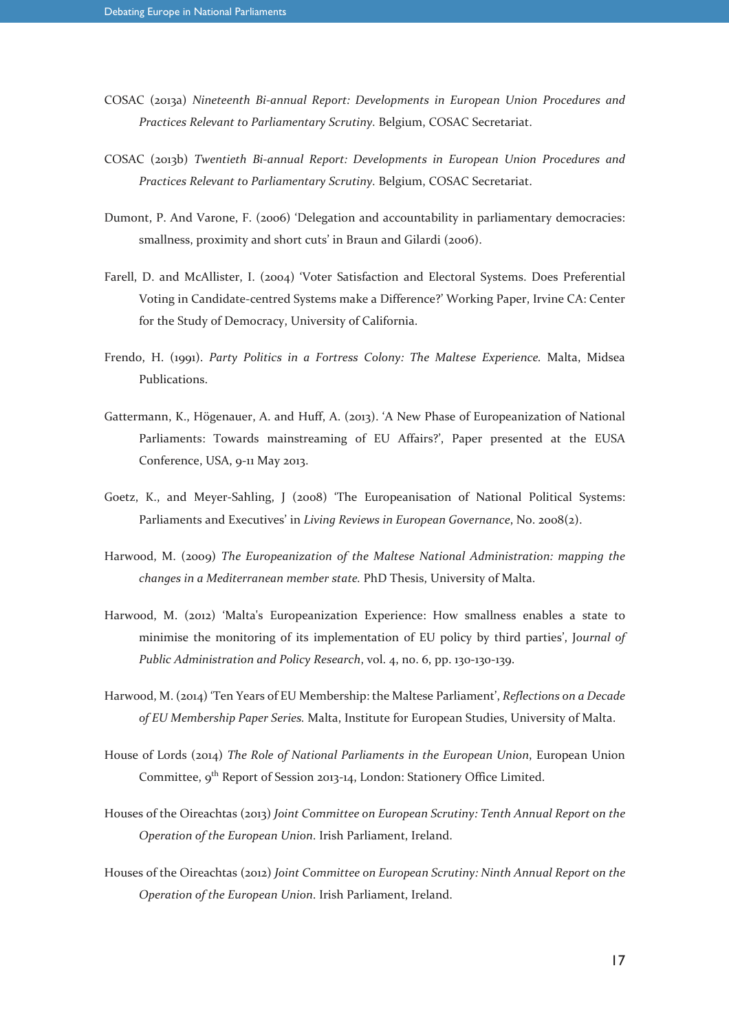COSAC (2013a) *Nineteenth Bi-annual Report: Developments in European Union Procedures and Practices Relevant to Parliamentary Scrutiny*. Belgium, COSAC Secretariat.

COSAC (2013b) *Twentieth Bi-annual Report: Developments in European Union Procedures and Practices Relevant to Parliamentary Scrutiny*. Belgium, COSAC Secretariat.

Dumont, P. And Varone, F. (2006) 'Delegation and accountability in parliamentary democracies: smallness, proximity and short cuts' in Braun and Gilardi (2006).

Farell, D. and McAllister, I. (2004) 'Voter Satisfaction and Electoral Systems. Does Preferential Voting in Candidate-centred Systems make a Difference?' Working Paper, Irvine CA: Center for the Study of Democracy, University of California.

Frendo, H. (1991). *Party Politics in a Fortress Colony: The Maltese Experience*. Malta, Midsea Publications.

Gattermann, K., Högenauer, A. and Huff, A. (2013). 'A New Phase of Europeanization of National Parliaments: Towards mainstreaming of EU Affairs?', Paper presented at the EUSA Conference, USA, 9-11 May 2013.

Goetz, K., and Meyer-Sahling, J (2008) 'The Europeanisation of National Political Systems: Parliaments and Executives' in *Living Reviews in European Governance*, No. 2008(2).

Harwood, M. (2009) *The Europeanization of the Maltese National Administration: mapping the changes in a Mediterranean member state*. PhD Thesis, University of Malta.

Harwood, M. (2012) 'Malta's Europeanization Experience: How smallness enables a state to minimise the monitoring of its implementation of EU policy by third parties', J*ournal of Public Administration and Policy Research*, vol. 4, no. 6, pp. 130-130-139.

Harwood, M. (2014) 'Ten Years of EU Membership: the Maltese Parliament', *Reflections on a Decade of EU Membership Paper Series*. Malta, Institute for European Studies, University of Malta.

House of Lords (2014) *The Role of National Parliaments in the European Union*, European Union Committee, 9th Report of Session 2013-14, London: Stationery Office Limited.

Houses of the Oireachtas (2013) *Joint Committee on European Scrutiny: Tenth Annual Report on the Operation of the European Union*. Irish Parliament, Ireland.

Houses of the Oireachtas (2012) *Joint Committee on European Scrutiny: Ninth Annual Report on the Operation of the European Union*. Irish Parliament, Ireland.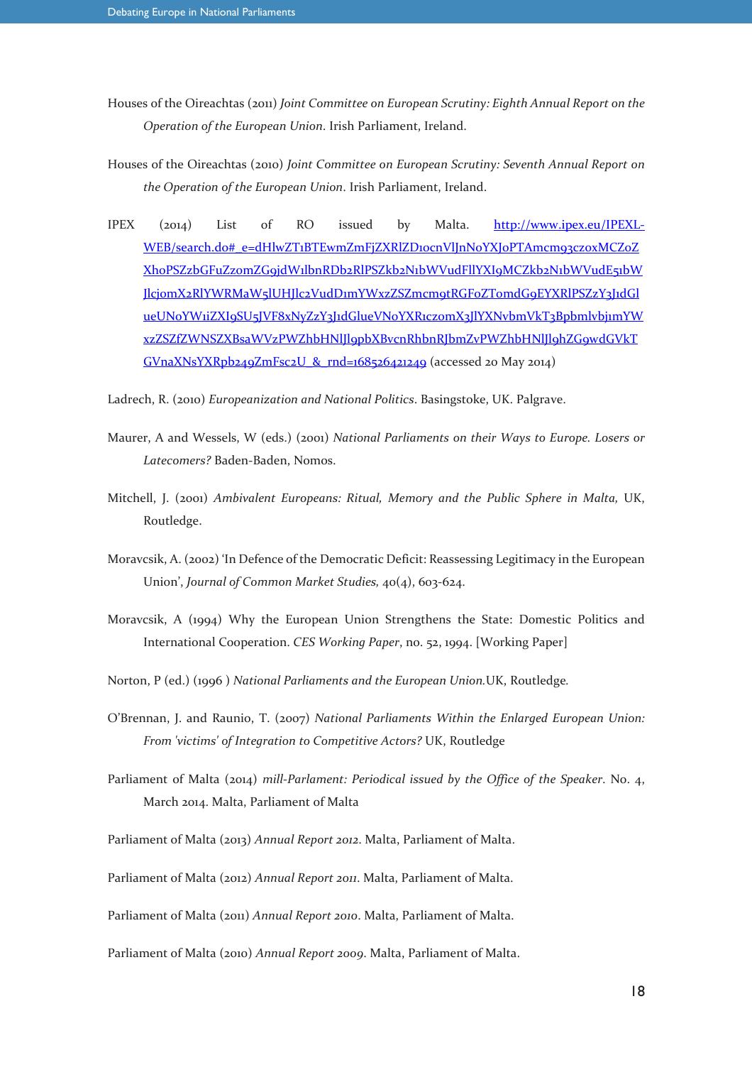Houses of the Oireachtas (2011) *Joint Committee on European Scrutiny: Eighth Annual Report on the Operation of the European Union*. Irish Parliament, Ireland.

Houses of the Oireachtas (2010) *Joint Committee on European Scrutiny: Seventh Annual Report on the Operation of the European Union*. Irish Parliament, Ireland.

IPEX (2014) List of RO issued by Malta. [http://www.ipex.eu/IPEXL-WEB/search.do#_e=dHlwZT1BTEwmZmFjZXRlZD10cnVlJnNoYXJoPTAmcm93czoxMCZoZXhoPSZzbGFuZzomZG9jdW1lbnRDb2RlPSZkb2N1bWVudFllYXI9MCZkb2N1bWVudE51bWJlcjomX2RlYWRMaW5lUHJlc2VudD1mYWxzZSZmcm9tRGFoZTomdG9EYXRlPSZzY3J1dGlueUNoYW1iZXI9SU5JVF8xNyZzY3J1dGlueVNoYXRiczomX3JlYXNvbmVkT3BpbmlvbjimYWxzZSZfZWNSZXBsaWVzPWZhbHNlJl9pbXBvcnRhbnRJbmZvPWZhbHNlJl9hZG9wdGVkTGVnaXNsYXRpb249ZmFsc2U_&_rnd=1685264212 49](http://www.ipex.eu/IPEXL-WEB/search.do#_e=dHlwZT1BTEwmZmFjZXRlZD10cnVlJnNoYXJoPTAmcm93czoxMCZoZXhoPSZzbGFuZzomZG9jdW1lbnRDb2RlPSZkb2N1bWVudFllYXI9MCZkb2N1bWVudE51bWJlcjomX2RlYWRMaW5lUHJlc2VudD1mYWxzZSZmcm9tRGFoZTomdG9EYXRlPSZzY3J1dGlueUNoYW1iZXI9SU5JVF8xNyZzY3J1dGlueVNoYXRiczomX3JlYXNvbmVkT3BpbmlvbjimYWxzZSZfZWNSZXBsaWVzPWZhbHNlJl9pbXBvcnRhbnRJbmZvPWZhbHNlJl9hZG9wdGVkTGVnaXNsYXRpb249ZmFsc2U_&_rnd=168526421249) (accessed 20 May 2014)

Ladrech, R. (2010) *Europeanization and National Politics*. Basingstoke, UK. Palgrave.

Maurer, A and Wessels, W (eds.) (2001) *National Parliaments on their Ways to Europe. Losers or Latecomers?* Baden-Baden, Nomos.

Mitchell, J. (2001) *Ambivalent Europeans: Ritual, Memory and the Public Sphere in Malta,* UK, Routledge.

Moravcsik, A. (2002) 'In Defence of the Democratic Deficit: Reassessing Legitimacy in the European Union', *Journal of Common Market Studies,* 40(4), 603-624.

Moravcsik, A (1994) Why the European Union Strengthens the State: Domestic Politics and International Cooperation. *CES Working Paper*, no. 52, 1994. [Working Paper]

Norton, P (ed.) (1996 ) *National Parliaments and the European Union.* UK, Routledge.

O'Brennan, J. and Raunio, T. (2007) *National Parliaments Within the Enlarged European Union: From 'victims' of Integration to Competitive Actors?* UK, Routledge

Parliament of Malta (2014) *mill-Parlament: Periodical issued by the Office of the Speaker*. No. 4, March 2014. Malta, Parliament of Malta

Parliament of Malta (2013) *Annual Report 2012*. Malta, Parliament of Malta.

Parliament of Malta (2012) *Annual Report 2011*. Malta, Parliament of Malta.

Parliament of Malta (2011) *Annual Report 2010*. Malta, Parliament of Malta.

Parliament of Malta (2010) *Annual Report 2009*. Malta, Parliament of Malta.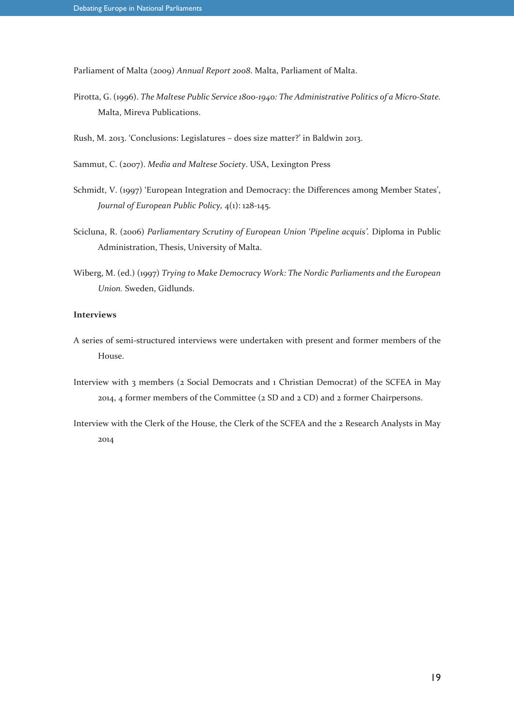Parliament of Malta (2009) *Annual Report 2008*. Malta, Parliament of Malta.

Pirotta, G. (1996). *The Maltese Public Service 1800-1940: The Administrative Politics of a Micro-State.* Malta, Mireva Publications.

Rush, M. 2013. 'Conclusions: Legislatures – does size matter?' in Baldwin 2013.

Sammut, C. (2007). *Media and Maltese Society*. USA, Lexington Press

Schmidt, V. (1997) 'European Integration and Democracy: the Differences among Member States', *Journal of European Public Policy,* 4(1): 128-145.

Scicluna, R. (2006) *Parliamentary Scrutiny of European Union 'Pipeline acquis'.* Diploma in Public Administration, Thesis, University of Malta.

Wiberg, M. (ed.) (1997) *Trying to Make Democracy Work: The Nordic Parliaments and the European Union.* Sweden, Gidlunds.

**Interviews**

A series of semi-structured interviews were undertaken with present and former members of the House.

Interview with 3 members (2 Social Democrats and 1 Christian Democrat) of the SCFEA in May 2014, 4 former members of the Committee (2 SD and 2 CD) and 2 former Chairpersons.

Interview with the Clerk of the House, the Clerk of the SCFEA and the 2 Research Analysts in May 2014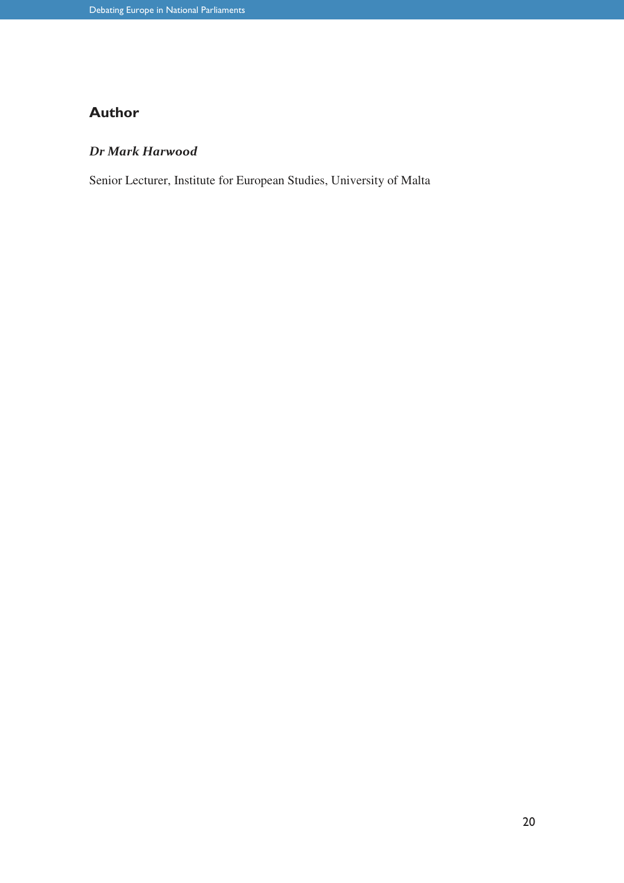## Author

***Dr Mark Harwood***

Senior Lecturer, Institute for European Studies, University of Malta